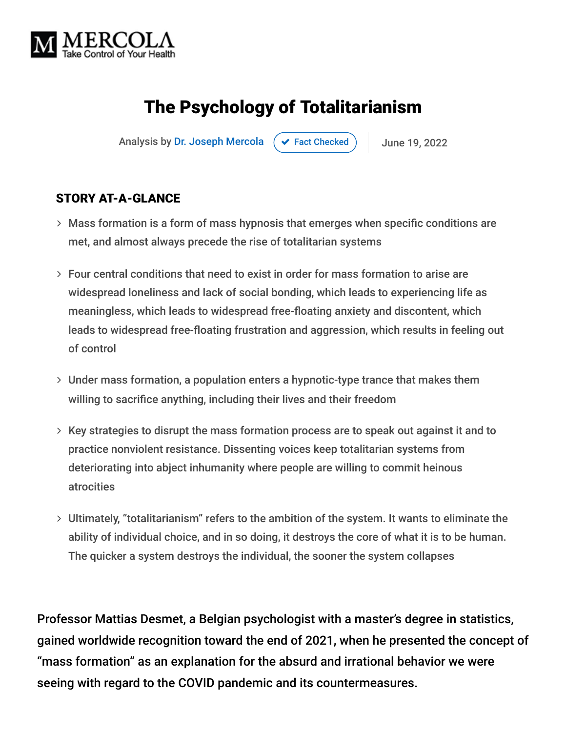MERCOLA
Take Control of Your Health

# The Psychology of Totalitarianism

Analysis by Dr. Joseph Mercola ✔ Fact Checked | June 19, 2022

## STORY AT-A-GLANCE

- Mass formation is a form of mass hypnosis that emerges when specific conditions are met, and almost always precede the rise of totalitarian systems
- Four central conditions that need to exist in order for mass formation to arise are widespread loneliness and lack of social bonding, which leads to experiencing life as meaningless, which leads to widespread free-floating anxiety and discontent, which leads to widespread free-floating frustration and aggression, which results in feeling out of control
- Under mass formation, a population enters a hypnotic-type trance that makes them willing to sacrifice anything, including their lives and their freedom
- Key strategies to disrupt the mass formation process are to speak out against it and to practice nonviolent resistance. Dissenting voices keep totalitarian systems from deteriorating into abject inhumanity where people are willing to commit heinous atrocities
- Ultimately, "totalitarianism" refers to the ambition of the system. It wants to eliminate the ability of individual choice, and in so doing, it destroys the core of what it is to be human. The quicker a system destroys the individual, the sooner the system collapses

Professor Mattias Desmet, a Belgian psychologist with a master's degree in statistics, gained worldwide recognition toward the end of 2021, when he presented the concept of "mass formation" as an explanation for the absurd and irrational behavior we were seeing with regard to the COVID pandemic and its countermeasures.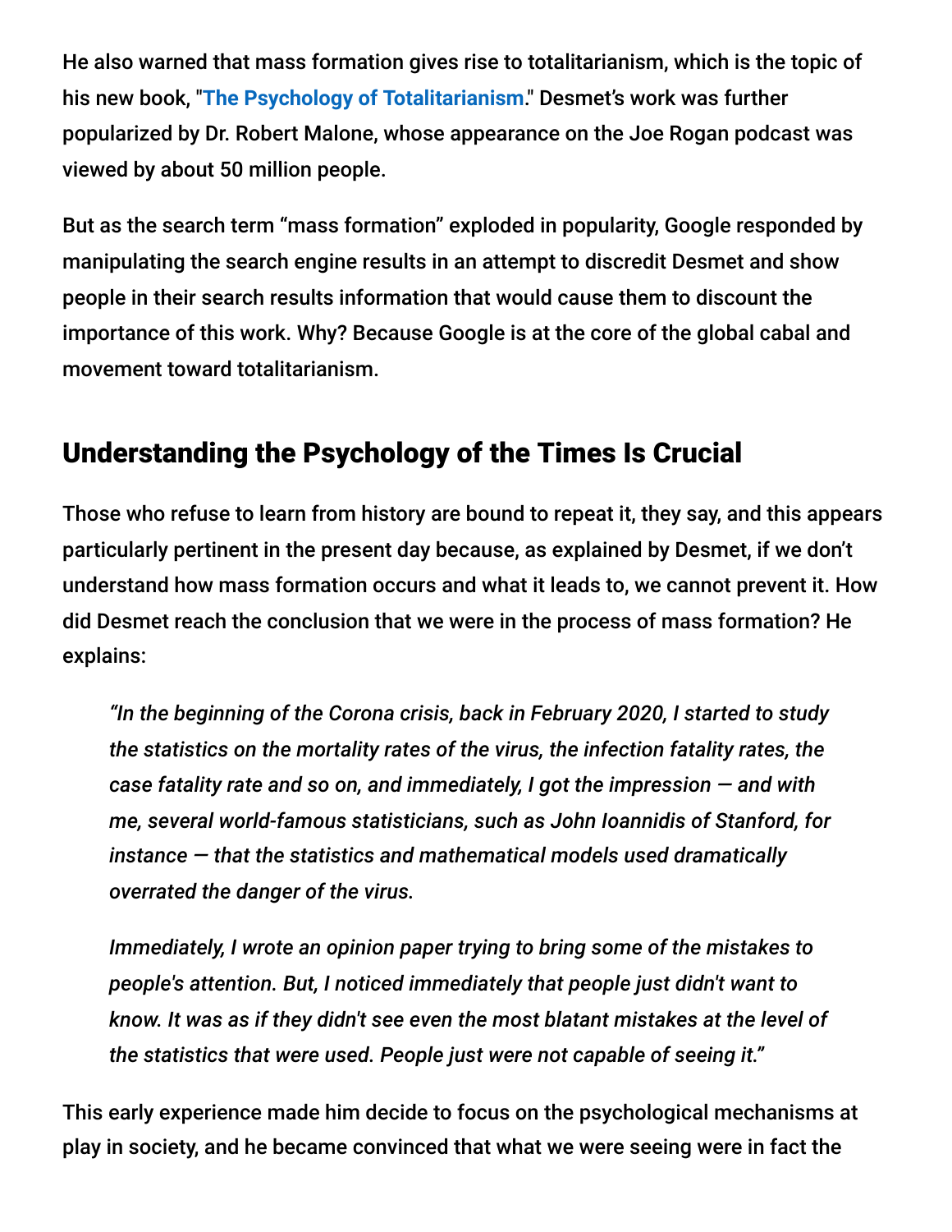He also warned that mass formation gives rise to totalitarianism, which is the topic of his new book, "**The Psychology of Totalitarianism**." Desmet's work was further popularized by Dr. Robert Malone, whose appearance on the Joe Rogan podcast was viewed by about 50 million people.

But as the search term "mass formation" exploded in popularity, Google responded by manipulating the search engine results in an attempt to discredit Desmet and show people in their search results information that would cause them to discount the importance of this work. Why? Because Google is at the core of the global cabal and movement toward totalitarianism.

## Understanding the Psychology of the Times Is Crucial

Those who refuse to learn from history are bound to repeat it, they say, and this appears particularly pertinent in the present day because, as explained by Desmet, if we don't understand how mass formation occurs and what it leads to, we cannot prevent it. How did Desmet reach the conclusion that we were in the process of mass formation? He explains:

> *"In the beginning of the Corona crisis, back in February 2020, I started to study the statistics on the mortality rates of the virus, the infection fatality rates, the case fatality rate and so on, and immediately, I got the impression — and with me, several world-famous statisticians, such as John Ioannidis of Stanford, for instance — that the statistics and mathematical models used dramatically overrated the danger of the virus.*
>
> *Immediately, I wrote an opinion paper trying to bring some of the mistakes to people's attention. But, I noticed immediately that people just didn't want to know. It was as if they didn't see even the most blatant mistakes at the level of the statistics that were used. People just were not capable of seeing it."*

This early experience made him decide to focus on the psychological mechanisms at play in society, and he became convinced that what we were seeing were in fact the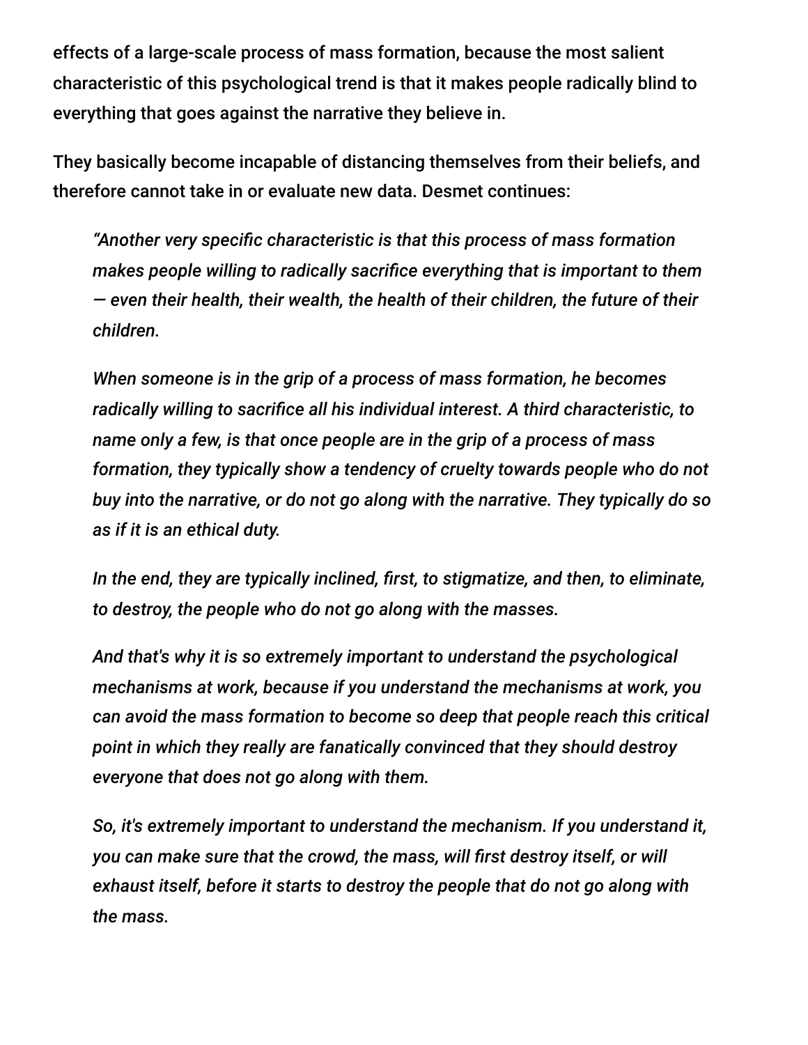effects of a large-scale process of mass formation, because the most salient characteristic of this psychological trend is that it makes people radically blind to everything that goes against the narrative they believe in.

They basically become incapable of distancing themselves from their beliefs, and therefore cannot take in or evaluate new data. Desmet continues:

> *"Another very specific characteristic is that this process of mass formation makes people willing to radically sacrifice everything that is important to them — even their health, their wealth, the health of their children, the future of their children.*
>
> *When someone is in the grip of a process of mass formation, he becomes radically willing to sacrifice all his individual interest. A third characteristic, to name only a few, is that once people are in the grip of a process of mass formation, they typically show a tendency of cruelty towards people who do not buy into the narrative, or do not go along with the narrative. They typically do so as if it is an ethical duty.*
>
> *In the end, they are typically inclined, first, to stigmatize, and then, to eliminate, to destroy, the people who do not go along with the masses.*
>
> *And that's why it is so extremely important to understand the psychological mechanisms at work, because if you understand the mechanisms at work, you can avoid the mass formation to become so deep that people reach this critical point in which they really are fanatically convinced that they should destroy everyone that does not go along with them.*
>
> *So, it's extremely important to understand the mechanism. If you understand it, you can make sure that the crowd, the mass, will first destroy itself, or will exhaust itself, before it starts to destroy the people that do not go along with the mass.*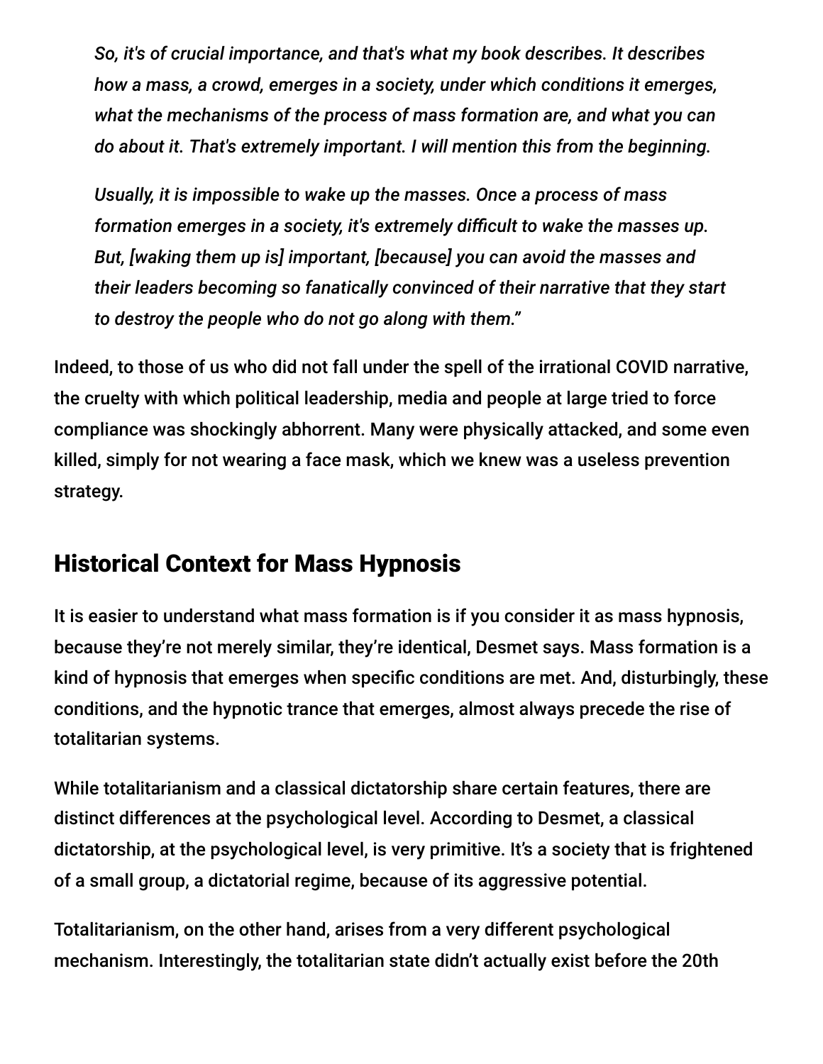> *So, it's of crucial importance, and that's what my book describes. It describes how a mass, a crowd, emerges in a society, under which conditions it emerges, what the mechanisms of the process of mass formation are, and what you can do about it. That's extremely important. I will mention this from the beginning.*
>
> *Usually, it is impossible to wake up the masses. Once a process of mass formation emerges in a society, it's extremely difficult to wake the masses up. But, [waking them up is] important, [because] you can avoid the masses and their leaders becoming so fanatically convinced of their narrative that they start to destroy the people who do not go along with them."*

Indeed, to those of us who did not fall under the spell of the irrational COVID narrative, the cruelty with which political leadership, media and people at large tried to force compliance was shockingly abhorrent. Many were physically attacked, and some even killed, simply for not wearing a face mask, which we knew was a useless prevention strategy.

## Historical Context for Mass Hypnosis

It is easier to understand what mass formation is if you consider it as mass hypnosis, because they're not merely similar, they're identical, Desmet says. Mass formation is a kind of hypnosis that emerges when specific conditions are met. And, disturbingly, these conditions, and the hypnotic trance that emerges, almost always precede the rise of totalitarian systems.

While totalitarianism and a classical dictatorship share certain features, there are distinct differences at the psychological level. According to Desmet, a classical dictatorship, at the psychological level, is very primitive. It's a society that is frightened of a small group, a dictatorial regime, because of its aggressive potential.

Totalitarianism, on the other hand, arises from a very different psychological mechanism. Interestingly, the totalitarian state didn't actually exist before the 20th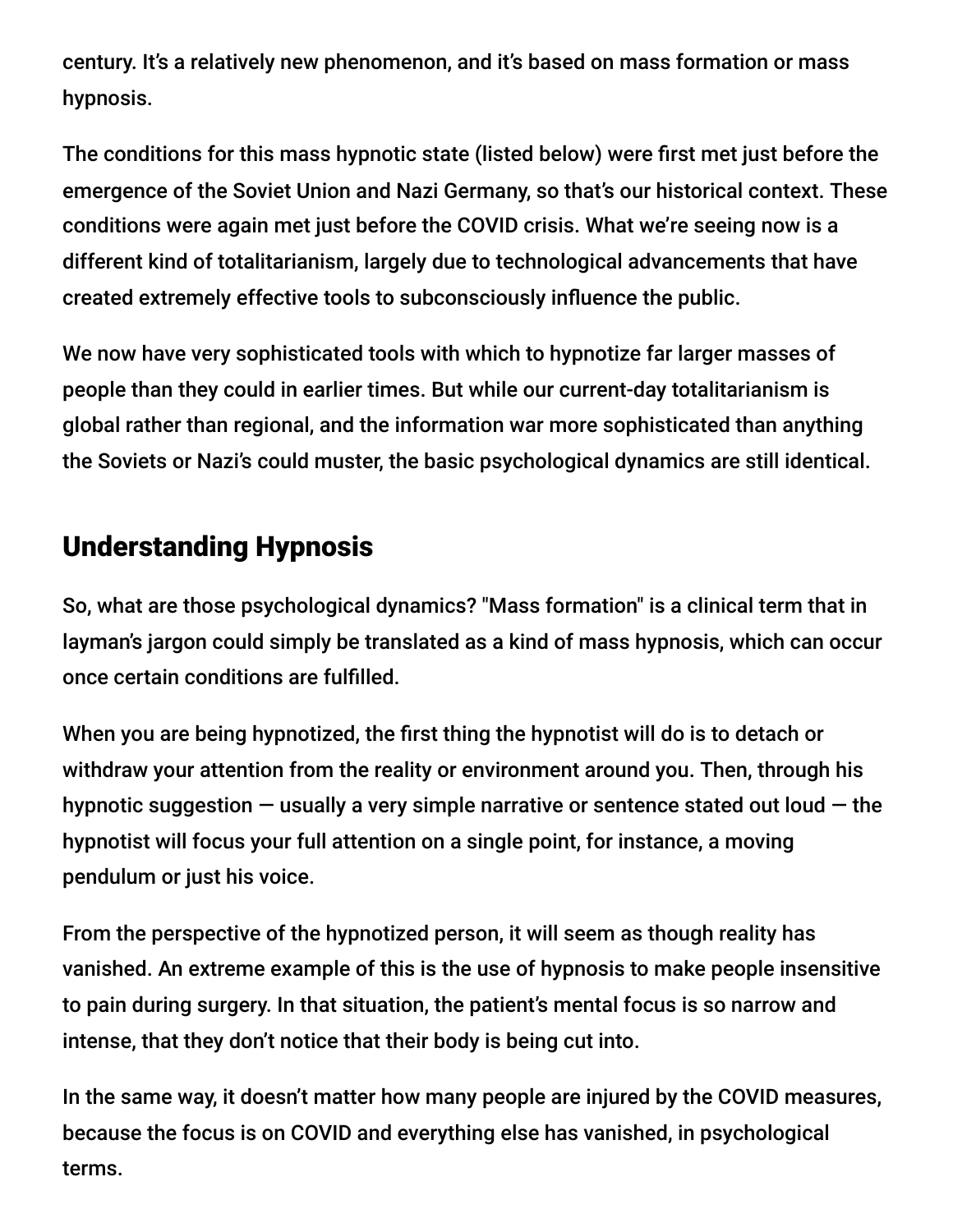century. It's a relatively new phenomenon, and it's based on mass formation or mass hypnosis.

The conditions for this mass hypnotic state (listed below) were first met just before the emergence of the Soviet Union and Nazi Germany, so that's our historical context. These conditions were again met just before the COVID crisis. What we're seeing now is a different kind of totalitarianism, largely due to technological advancements that have created extremely effective tools to subconsciously influence the public.

We now have very sophisticated tools with which to hypnotize far larger masses of people than they could in earlier times. But while our current-day totalitarianism is global rather than regional, and the information war more sophisticated than anything the Soviets or Nazi's could muster, the basic psychological dynamics are still identical.

## Understanding Hypnosis

So, what are those psychological dynamics? "Mass formation" is a clinical term that in layman's jargon could simply be translated as a kind of mass hypnosis, which can occur once certain conditions are fulfilled.

When you are being hypnotized, the first thing the hypnotist will do is to detach or withdraw your attention from the reality or environment around you. Then, through his hypnotic suggestion — usually a very simple narrative or sentence stated out loud — the hypnotist will focus your full attention on a single point, for instance, a moving pendulum or just his voice.

From the perspective of the hypnotized person, it will seem as though reality has vanished. An extreme example of this is the use of hypnosis to make people insensitive to pain during surgery. In that situation, the patient's mental focus is so narrow and intense, that they don't notice that their body is being cut into.

In the same way, it doesn't matter how many people are injured by the COVID measures, because the focus is on COVID and everything else has vanished, in psychological terms.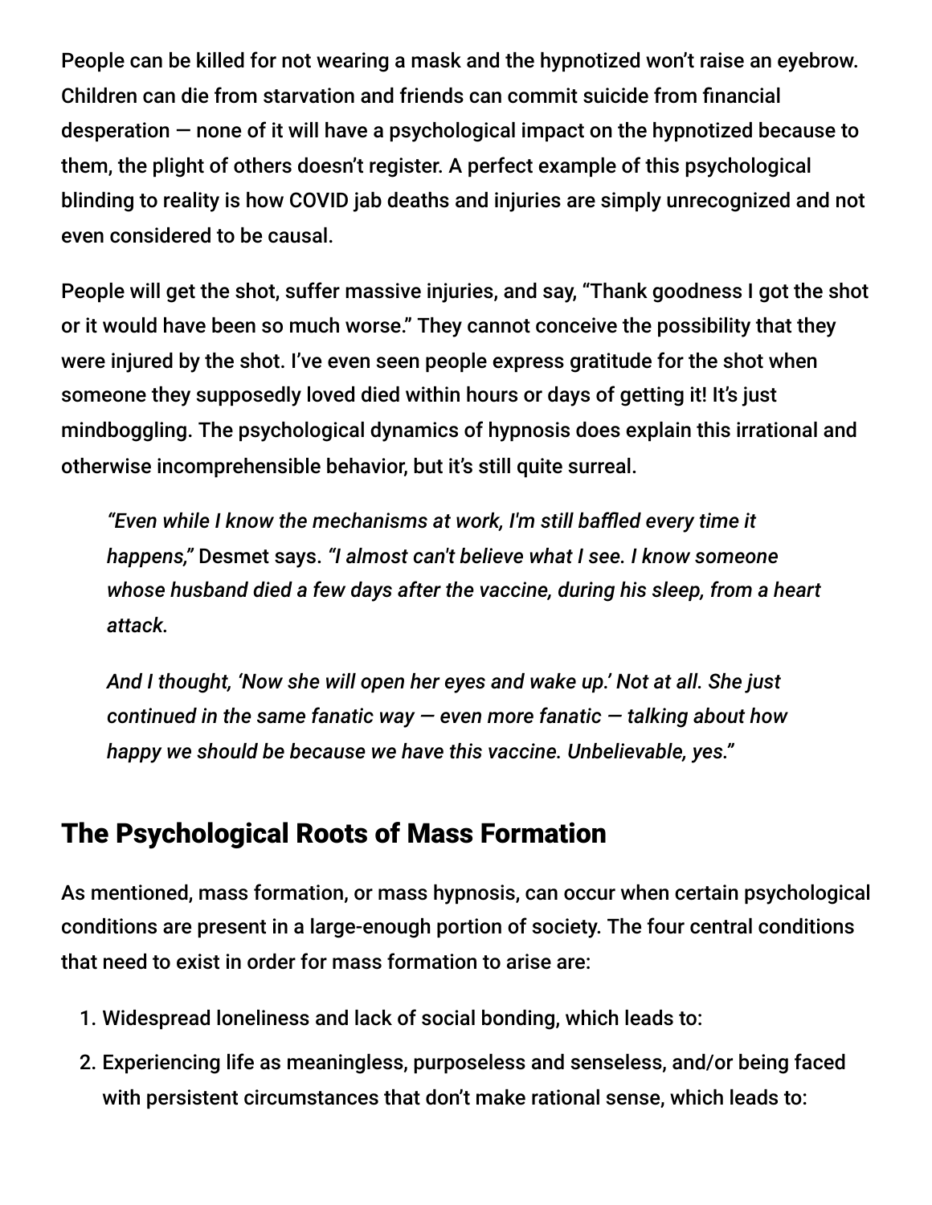People can be killed for not wearing a mask and the hypnotized won't raise an eyebrow. Children can die from starvation and friends can commit suicide from financial desperation — none of it will have a psychological impact on the hypnotized because to them, the plight of others doesn't register. A perfect example of this psychological blinding to reality is how COVID jab deaths and injuries are simply unrecognized and not even considered to be causal.

People will get the shot, suffer massive injuries, and say, "Thank goodness I got the shot or it would have been so much worse." They cannot conceive the possibility that they were injured by the shot. I've even seen people express gratitude for the shot when someone they supposedly loved died within hours or days of getting it! It's just mindboggling. The psychological dynamics of hypnosis does explain this irrational and otherwise incomprehensible behavior, but it's still quite surreal.

> *"Even while I know the mechanisms at work, I'm still baffled every time it happens,"* Desmet says. *"I almost can't believe what I see. I know someone whose husband died a few days after the vaccine, during his sleep, from a heart attack.*
>
> *And I thought, 'Now she will open her eyes and wake up.' Not at all. She just continued in the same fanatic way — even more fanatic — talking about how happy we should be because we have this vaccine. Unbelievable, yes."*

## The Psychological Roots of Mass Formation

As mentioned, mass formation, or mass hypnosis, can occur when certain psychological conditions are present in a large-enough portion of society. The four central conditions that need to exist in order for mass formation to arise are:

1. Widespread loneliness and lack of social bonding, which leads to:
2. Experiencing life as meaningless, purposeless and senseless, and/or being faced with persistent circumstances that don't make rational sense, which leads to: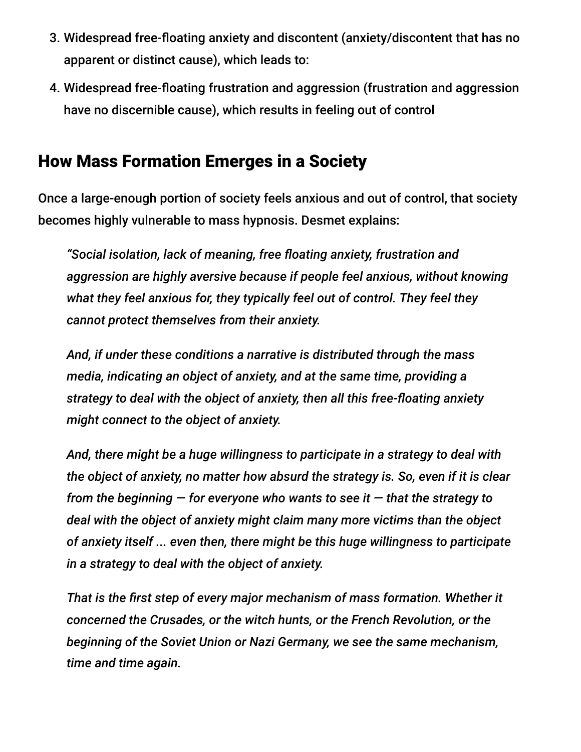3. Widespread free-floating anxiety and discontent (anxiety/discontent that has no apparent or distinct cause), which leads to:
4. Widespread free-floating frustration and aggression (frustration and aggression have no discernible cause), which results in feeling out of control

## How Mass Formation Emerges in a Society

Once a large-enough portion of society feels anxious and out of control, that society becomes highly vulnerable to mass hypnosis. Desmet explains:

> *"Social isolation, lack of meaning, free floating anxiety, frustration and aggression are highly aversive because if people feel anxious, without knowing what they feel anxious for, they typically feel out of control. They feel they cannot protect themselves from their anxiety.*
>
> *And, if under these conditions a narrative is distributed through the mass media, indicating an object of anxiety, and at the same time, providing a strategy to deal with the object of anxiety, then all this free-floating anxiety might connect to the object of anxiety.*
>
> *And, there might be a huge willingness to participate in a strategy to deal with the object of anxiety, no matter how absurd the strategy is. So, even if it is clear from the beginning — for everyone who wants to see it — that the strategy to deal with the object of anxiety might claim many more victims than the object of anxiety itself ... even then, there might be this huge willingness to participate in a strategy to deal with the object of anxiety.*
>
> *That is the first step of every major mechanism of mass formation. Whether it concerned the Crusades, or the witch hunts, or the French Revolution, or the beginning of the Soviet Union or Nazi Germany, we see the same mechanism, time and time again.*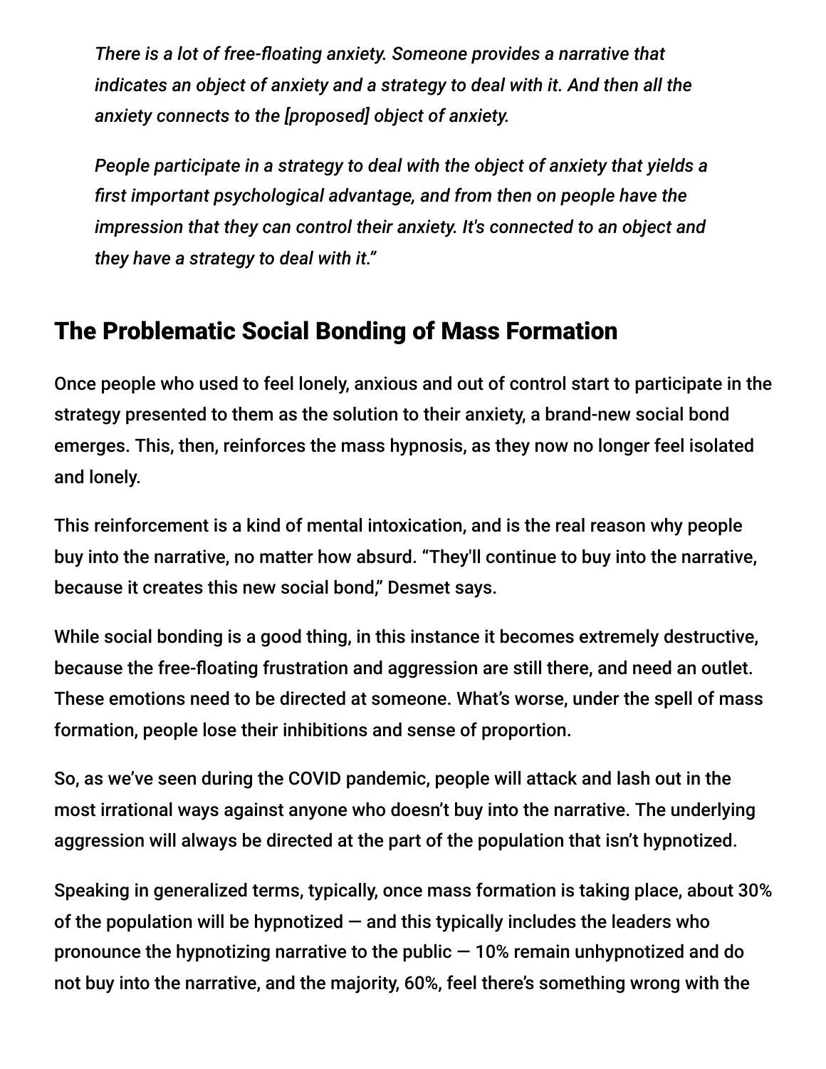*There is a lot of free-floating anxiety. Someone provides a narrative that indicates an object of anxiety and a strategy to deal with it. And then all the anxiety connects to the [proposed] object of anxiety.*

*People participate in a strategy to deal with the object of anxiety that yields a first important psychological advantage, and from then on people have the impression that they can control their anxiety. It's connected to an object and they have a strategy to deal with it."*

## The Problematic Social Bonding of Mass Formation

Once people who used to feel lonely, anxious and out of control start to participate in the strategy presented to them as the solution to their anxiety, a brand-new social bond emerges. This, then, reinforces the mass hypnosis, as they now no longer feel isolated and lonely.

This reinforcement is a kind of mental intoxication, and is the real reason why people buy into the narrative, no matter how absurd. "They'll continue to buy into the narrative, because it creates this new social bond," Desmet says.

While social bonding is a good thing, in this instance it becomes extremely destructive, because the free-floating frustration and aggression are still there, and need an outlet. These emotions need to be directed at someone. What's worse, under the spell of mass formation, people lose their inhibitions and sense of proportion.

So, as we've seen during the COVID pandemic, people will attack and lash out in the most irrational ways against anyone who doesn't buy into the narrative. The underlying aggression will always be directed at the part of the population that isn't hypnotized.

Speaking in generalized terms, typically, once mass formation is taking place, about 30% of the population will be hypnotized — and this typically includes the leaders who pronounce the hypnotizing narrative to the public — 10% remain unhypnotized and do not buy into the narrative, and the majority, 60%, feel there's something wrong with the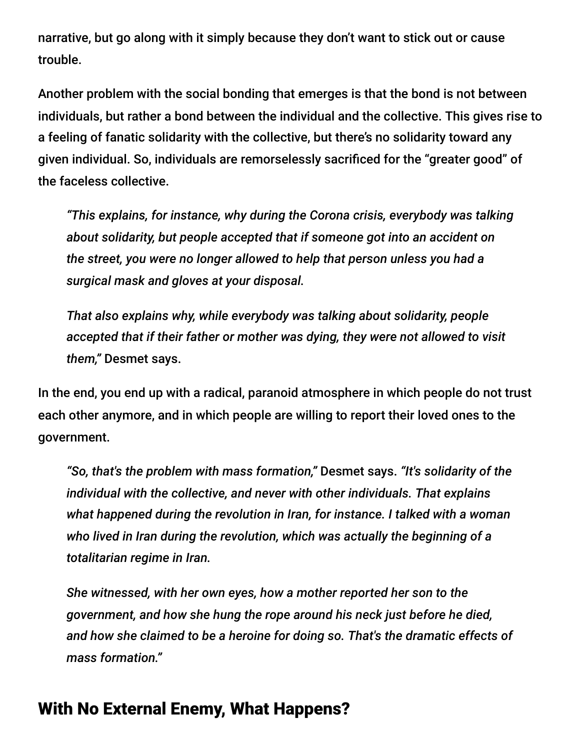narrative, but go along with it simply because they don't want to stick out or cause trouble.

Another problem with the social bonding that emerges is that the bond is not between individuals, but rather a bond between the individual and the collective. This gives rise to a feeling of fanatic solidarity with the collective, but there's no solidarity toward any given individual. So, individuals are remorselessly sacrificed for the "greater good" of the faceless collective.

> *"This explains, for instance, why during the Corona crisis, everybody was talking about solidarity, but people accepted that if someone got into an accident on the street, you were no longer allowed to help that person unless you had a surgical mask and gloves at your disposal.*
>
> *That also explains why, while everybody was talking about solidarity, people accepted that if their father or mother was dying, they were not allowed to visit them,"* Desmet says.

In the end, you end up with a radical, paranoid atmosphere in which people do not trust each other anymore, and in which people are willing to report their loved ones to the government.

> *"So, that's the problem with mass formation,"* Desmet says. *"It's solidarity of the individual with the collective, and never with other individuals. That explains what happened during the revolution in Iran, for instance. I talked with a woman who lived in Iran during the revolution, which was actually the beginning of a totalitarian regime in Iran.*
>
> *She witnessed, with her own eyes, how a mother reported her son to the government, and how she hung the rope around his neck just before he died, and how she claimed to be a heroine for doing so. That's the dramatic effects of mass formation."*

## With No External Enemy, What Happens?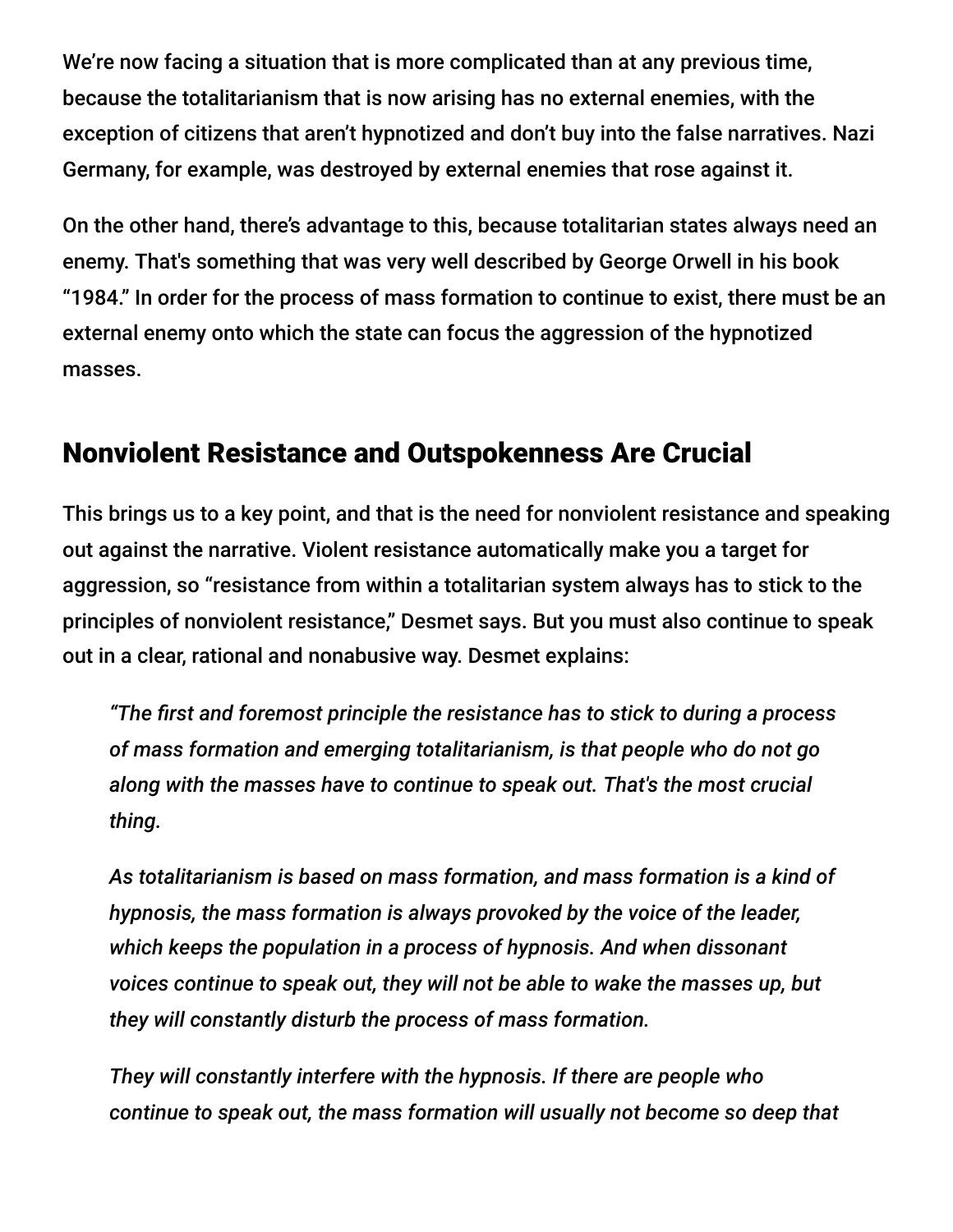We're now facing a situation that is more complicated than at any previous time, because the totalitarianism that is now arising has no external enemies, with the exception of citizens that aren't hypnotized and don't buy into the false narratives. Nazi Germany, for example, was destroyed by external enemies that rose against it.

On the other hand, there's advantage to this, because totalitarian states always need an enemy. That's something that was very well described by George Orwell in his book "1984." In order for the process of mass formation to continue to exist, there must be an external enemy onto which the state can focus the aggression of the hypnotized masses.

## Nonviolent Resistance and Outspokenness Are Crucial

This brings us to a key point, and that is the need for nonviolent resistance and speaking out against the narrative. Violent resistance automatically make you a target for aggression, so "resistance from within a totalitarian system always has to stick to the principles of nonviolent resistance," Desmet says. But you must also continue to speak out in a clear, rational and nonabusive way. Desmet explains:

> *"The first and foremost principle the resistance has to stick to during a process of mass formation and emerging totalitarianism, is that people who do not go along with the masses have to continue to speak out. That's the most crucial thing.*
>
> *As totalitarianism is based on mass formation, and mass formation is a kind of hypnosis, the mass formation is always provoked by the voice of the leader, which keeps the population in a process of hypnosis. And when dissonant voices continue to speak out, they will not be able to wake the masses up, but they will constantly disturb the process of mass formation.*
>
> *They will constantly interfere with the hypnosis. If there are people who continue to speak out, the mass formation will usually not become so deep that*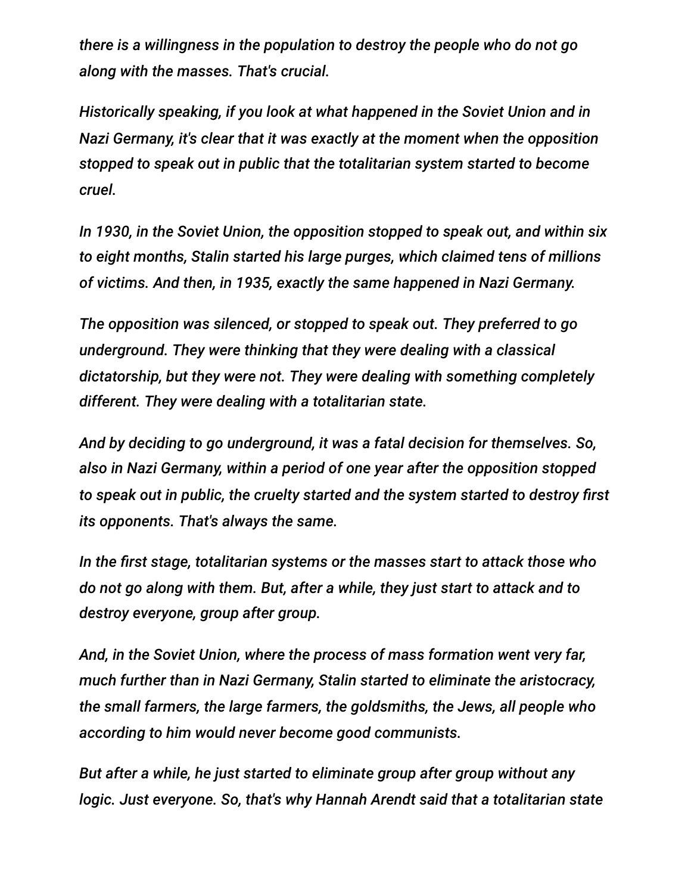*there is a willingness in the population to destroy the people who do not go along with the masses. That's crucial.*

*Historically speaking, if you look at what happened in the Soviet Union and in Nazi Germany, it's clear that it was exactly at the moment when the opposition stopped to speak out in public that the totalitarian system started to become cruel.*

*In 1930, in the Soviet Union, the opposition stopped to speak out, and within six to eight months, Stalin started his large purges, which claimed tens of millions of victims. And then, in 1935, exactly the same happened in Nazi Germany.*

*The opposition was silenced, or stopped to speak out. They preferred to go underground. They were thinking that they were dealing with a classical dictatorship, but they were not. They were dealing with something completely different. They were dealing with a totalitarian state.*

*And by deciding to go underground, it was a fatal decision for themselves. So, also in Nazi Germany, within a period of one year after the opposition stopped to speak out in public, the cruelty started and the system started to destroy first its opponents. That's always the same.*

*In the first stage, totalitarian systems or the masses start to attack those who do not go along with them. But, after a while, they just start to attack and to destroy everyone, group after group.*

*And, in the Soviet Union, where the process of mass formation went very far, much further than in Nazi Germany, Stalin started to eliminate the aristocracy, the small farmers, the large farmers, the goldsmiths, the Jews, all people who according to him would never become good communists.*

*But after a while, he just started to eliminate group after group without any logic. Just everyone. So, that's why Hannah Arendt said that a totalitarian state*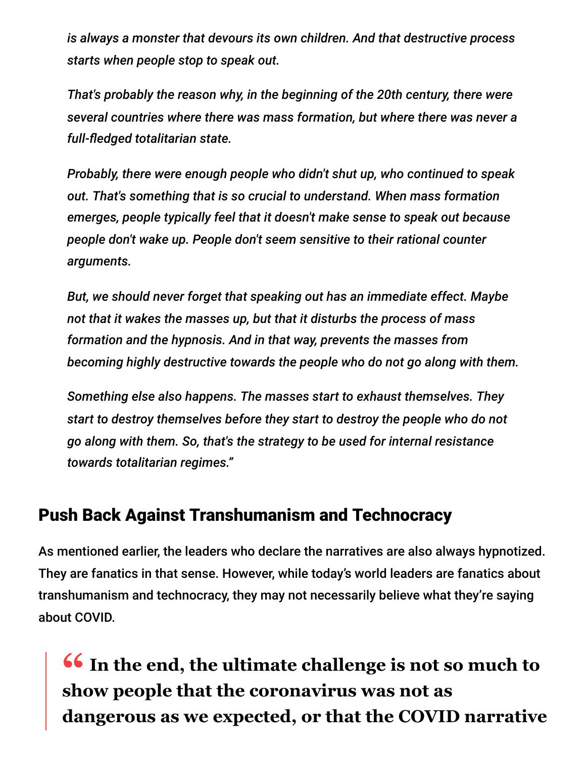*is always a monster that devours its own children. And that destructive process starts when people stop to speak out.*

*That's probably the reason why, in the beginning of the 20th century, there were several countries where there was mass formation, but where there was never a full-fledged totalitarian state.*

*Probably, there were enough people who didn't shut up, who continued to speak out. That's something that is so crucial to understand. When mass formation emerges, people typically feel that it doesn't make sense to speak out because people don't wake up. People don't seem sensitive to their rational counter arguments.*

*But, we should never forget that speaking out has an immediate effect. Maybe not that it wakes the masses up, but that it disturbs the process of mass formation and the hypnosis. And in that way, prevents the masses from becoming highly destructive towards the people who do not go along with them.*

*Something else also happens. The masses start to exhaust themselves. They start to destroy themselves before they start to destroy the people who do not go along with them. So, that's the strategy to be used for internal resistance towards totalitarian regimes."*

## Push Back Against Transhumanism and Technocracy

As mentioned earlier, the leaders who declare the narratives are also always hypnotized. They are fanatics in that sense. However, while today's world leaders are fanatics about transhumanism and technocracy, they may not necessarily believe what they're saying about COVID.

> **" In the end, the ultimate challenge is not so much to show people that the coronavirus was not as dangerous as we expected, or that the COVID narrative**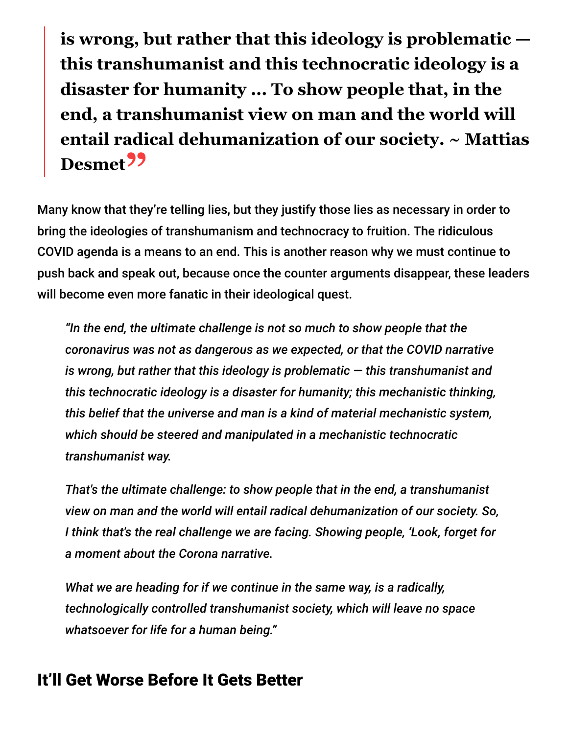> **is wrong, but rather that this ideology is problematic — this transhumanist and this technocratic ideology is a disaster for humanity ... To show people that, in the end, a transhumanist view on man and the world will entail radical dehumanization of our society. ~ Mattias Desmet**

Many know that they're telling lies, but they justify those lies as necessary in order to bring the ideologies of transhumanism and technocracy to fruition. The ridiculous COVID agenda is a means to an end. This is another reason why we must continue to push back and speak out, because once the counter arguments disappear, these leaders will become even more fanatic in their ideological quest.

> *"In the end, the ultimate challenge is not so much to show people that the coronavirus was not as dangerous as we expected, or that the COVID narrative is wrong, but rather that this ideology is problematic — this transhumanist and this technocratic ideology is a disaster for humanity; this mechanistic thinking, this belief that the universe and man is a kind of material mechanistic system, which should be steered and manipulated in a mechanistic technocratic transhumanist way.*
>
> *That's the ultimate challenge: to show people that in the end, a transhumanist view on man and the world will entail radical dehumanization of our society. So, I think that's the real challenge we are facing. Showing people, 'Look, forget for a moment about the Corona narrative.*
>
> *What we are heading for if we continue in the same way, is a radically, technologically controlled transhumanist society, which will leave no space whatsoever for life for a human being."*

## It'll Get Worse Before It Gets Better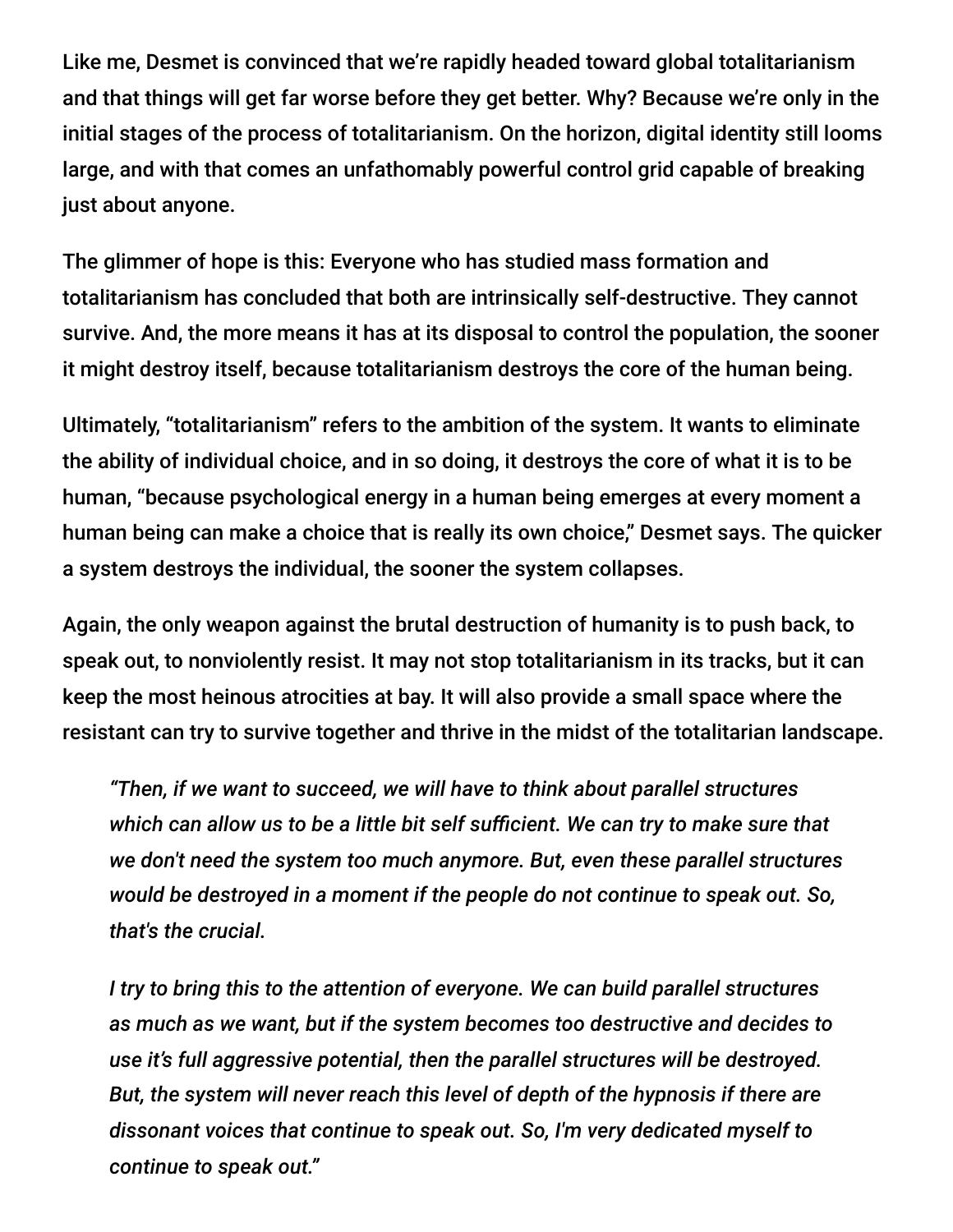Like me, Desmet is convinced that we're rapidly headed toward global totalitarianism and that things will get far worse before they get better. Why? Because we're only in the initial stages of the process of totalitarianism. On the horizon, digital identity still looms large, and with that comes an unfathomably powerful control grid capable of breaking just about anyone.

The glimmer of hope is this: Everyone who has studied mass formation and totalitarianism has concluded that both are intrinsically self-destructive. They cannot survive. And, the more means it has at its disposal to control the population, the sooner it might destroy itself, because totalitarianism destroys the core of the human being.

Ultimately, "totalitarianism" refers to the ambition of the system. It wants to eliminate the ability of individual choice, and in so doing, it destroys the core of what it is to be human, "because psychological energy in a human being emerges at every moment a human being can make a choice that is really its own choice," Desmet says. The quicker a system destroys the individual, the sooner the system collapses.

Again, the only weapon against the brutal destruction of humanity is to push back, to speak out, to nonviolently resist. It may not stop totalitarianism in its tracks, but it can keep the most heinous atrocities at bay. It will also provide a small space where the resistant can try to survive together and thrive in the midst of the totalitarian landscape.

> *"Then, if we want to succeed, we will have to think about parallel structures which can allow us to be a little bit self sufficient. We can try to make sure that we don't need the system too much anymore. But, even these parallel structures would be destroyed in a moment if the people do not continue to speak out. So, that's the crucial.*
>
> *I try to bring this to the attention of everyone. We can build parallel structures as much as we want, but if the system becomes too destructive and decides to use it's full aggressive potential, then the parallel structures will be destroyed. But, the system will never reach this level of depth of the hypnosis if there are dissonant voices that continue to speak out. So, I'm very dedicated myself to continue to speak out."*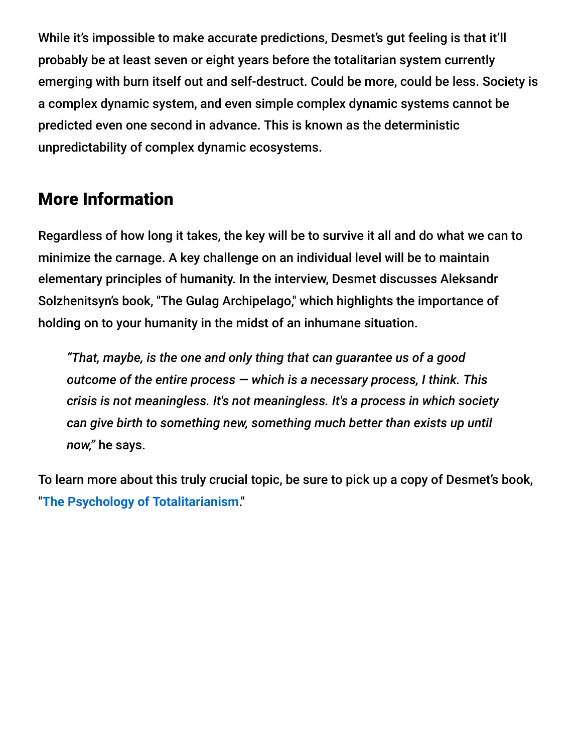While it's impossible to make accurate predictions, Desmet's gut feeling is that it'll probably be at least seven or eight years before the totalitarian system currently emerging with burn itself out and self-destruct. Could be more, could be less. Society is a complex dynamic system, and even simple complex dynamic systems cannot be predicted even one second in advance. This is known as the deterministic unpredictability of complex dynamic ecosystems.

## More Information

Regardless of how long it takes, the key will be to survive it all and do what we can to minimize the carnage. A key challenge on an individual level will be to maintain elementary principles of humanity. In the interview, Desmet discusses Aleksandr Solzhenitsyn's book, "The Gulag Archipelago," which highlights the importance of holding on to your humanity in the midst of an inhumane situation.

> *"That, maybe, is the one and only thing that can guarantee us of a good outcome of the entire process — which is a necessary process, I think. This crisis is not meaningless. It's not meaningless. It's a process in which society can give birth to something new, something much better than exists up until now,"* he says.

To learn more about this truly crucial topic, be sure to pick up a copy of Desmet's book, "**The Psychology of Totalitarianism**."